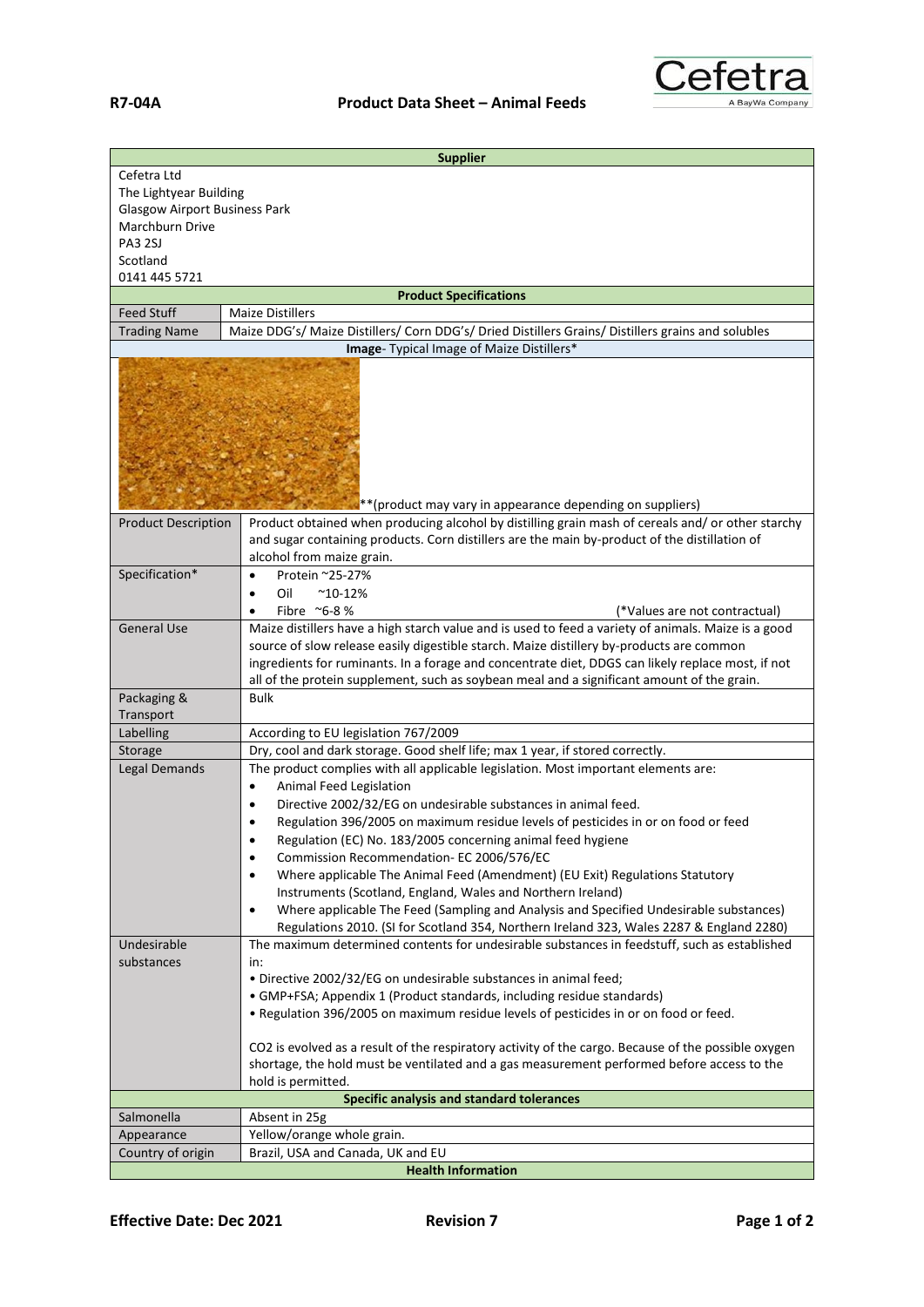**R7-04A** **Product Data Sheet – Animal Feeds**

Cefetra
A BayWa Company

| **Supplier** | |
|---|---|
| Cefetra Ltd<br>The Lightyear Building<br>Glasgow Airport Business Park<br>Marchburn Drive<br>PA3 2SJ<br>Scotland<br>0141 445 5721 | |
| **Product Specifications** | |
| Feed Stuff | Maize Distillers |
| Trading Name | Maize DDG's/ Maize Distillers/ Corn DDG's/ Dried Distillers Grains/ Distillers grains and solubles |
| **Image**- Typical Image of Maize Distillers* | |
| **(product may vary in appearance depending on suppliers) | |
| Product Description | Product obtained when producing alcohol by distilling grain mash of cereals and/ or other starchy and sugar containing products. Corn distillers are the main by-product of the distillation of alcohol from maize grain. |
| Specification* | • Protein ~25-27%<br>• Oil ~10-12%<br>• Fibre ~6-8 % (*Values are not contractual) |
| General Use | Maize distillers have a high starch value and is used to feed a variety of animals. Maize is a good source of slow release easily digestible starch. Maize distillery by-products are common ingredients for ruminants. In a forage and concentrate diet, DDGS can likely replace most, if not all of the protein supplement, such as soybean meal and a significant amount of the grain. |
| Packaging & Transport | Bulk |
| Labelling | According to EU legislation 767/2009 |
| Storage | Dry, cool and dark storage. Good shelf life; max 1 year, if stored correctly. |
| Legal Demands | The product complies with all applicable legislation. Most important elements are:<br>• Animal Feed Legislation<br>• Directive 2002/32/EG on undesirable substances in animal feed.<br>• Regulation 396/2005 on maximum residue levels of pesticides in or on food or feed<br>• Regulation (EC) No. 183/2005 concerning animal feed hygiene<br>• Commission Recommendation- EC 2006/576/EC<br>• Where applicable The Animal Feed (Amendment) (EU Exit) Regulations Statutory Instruments (Scotland, England, Wales and Northern Ireland)<br>• Where applicable The Feed (Sampling and Analysis and Specified Undesirable substances) Regulations 2010. (SI for Scotland 354, Northern Ireland 323, Wales 2287 & England 2280) |
| Undesirable substances | The maximum determined contents for undesirable substances in feedstuff, such as established in:<br>• Directive 2002/32/EG on undesirable substances in animal feed;<br>• GMP+FSA; Appendix 1 (Product standards, including residue standards)<br>• Regulation 396/2005 on maximum residue levels of pesticides in or on food or feed.<br><br>$CO_2$ is evolved as a result of the respiratory activity of the cargo. Because of the possible oxygen shortage, the hold must be ventilated and a gas measurement performed before access to the hold is permitted. |
| **Specific analysis and standard tolerances** | |
| Salmonella | Absent in 25g |
| Appearance | Yellow/orange whole grain. |
| Country of origin | Brazil, USA and Canada, UK and EU |
| **Health Information** | |

**Effective Date: Dec 2021** **Revision 7**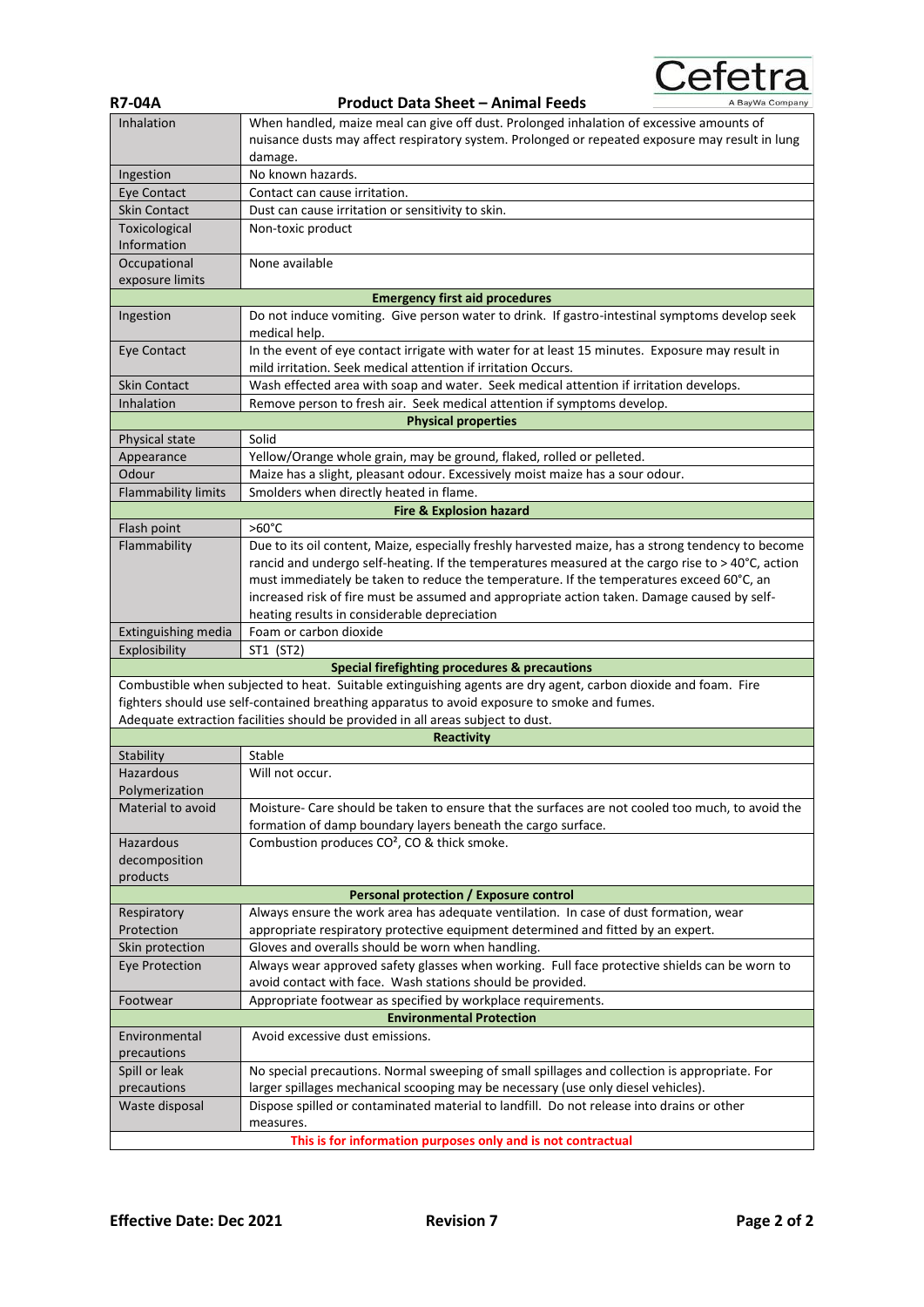| | |
|---|---|
| Inhalation | When handled, maize meal can give off dust. Prolonged inhalation of excessive amounts of nuisance dusts may affect respiratory system. Prolonged or repeated exposure may result in lung damage. |
| Ingestion | No known hazards. |
| Eye Contact | Contact can cause irritation. |
| Skin Contact | Dust can cause irritation or sensitivity to skin. |
| Toxicological Information | Non-toxic product |
| Occupational exposure limits | None available |
| **Emergency first aid procedures** | |
| Ingestion | Do not induce vomiting. Give person water to drink. If gastro-intestinal symptoms develop seek medical help. |
| Eye Contact | In the event of eye contact irrigate with water for at least 15 minutes. Exposure may result in mild irritation. Seek medical attention if irritation Occurs. |
| Skin Contact | Wash effected area with soap and water. Seek medical attention if irritation develops. |
| Inhalation | Remove person to fresh air. Seek medical attention if symptoms develop. |
| **Physical properties** | |
| Physical state | Solid |
| Appearance | Yellow/Orange whole grain, may be ground, flaked, rolled or pelleted. |
| Odour | Maize has a slight, pleasant odour. Excessively moist maize has a sour odour. |
| Flammability limits | Smolders when directly heated in flame. |
| **Fire & Explosion hazard** | |
| Flash point | >60°C |
| Flammability | Due to its oil content, Maize, especially freshly harvested maize, has a strong tendency to become rancid and undergo self-heating. If the temperatures measured at the cargo rise to > 40°C, action must immediately be taken to reduce the temperature. If the temperatures exceed 60°C, an increased risk of fire must be assumed and appropriate action taken. Damage caused by self-heating results in considerable depreciation |
| Extinguishing media | Foam or carbon dioxide |
| Explosibility | ST1 (ST2) |
| **Special firefighting procedures & precautions** | |
| Combustible when subjected to heat. Suitable extinguishing agents are dry agent, carbon dioxide and foam. Fire fighters should use self-contained breathing apparatus to avoid exposure to smoke and fumes. Adequate extraction facilities should be provided in all areas subject to dust. | |
| **Reactivity** | |
| Stability | Stable |
| Hazardous Polymerization | Will not occur. |
| Material to avoid | Moisture- Care should be taken to ensure that the surfaces are not cooled too much, to avoid the formation of damp boundary layers beneath the cargo surface. |
| Hazardous decomposition products | Combustion produces $CO^2$, CO & thick smoke. |
| **Personal protection / Exposure control** | |
| Respiratory Protection | Always ensure the work area has adequate ventilation. In case of dust formation, wear appropriate respiratory protective equipment determined and fitted by an expert. |
| Skin protection | Gloves and overalls should be worn when handling. |
| Eye Protection | Always wear approved safety glasses when working. Full face protective shields can be worn to avoid contact with face. Wash stations should be provided. |
| Footwear | Appropriate footwear as specified by workplace requirements. |
| **Environmental Protection** | |
| Environmental precautions | Avoid excessive dust emissions. |
| Spill or leak precautions | No special precautions. Normal sweeping of small spillages and collection is appropriate. For larger spillages mechanical scooping may be necessary (use only diesel vehicles). |
| Waste disposal | Dispose spilled or contaminated material to landfill. Do not release into drains or other measures. |

**This is for information purposes only and is not contractual**

**Effective Date: Dec 2021** **Revision 7**